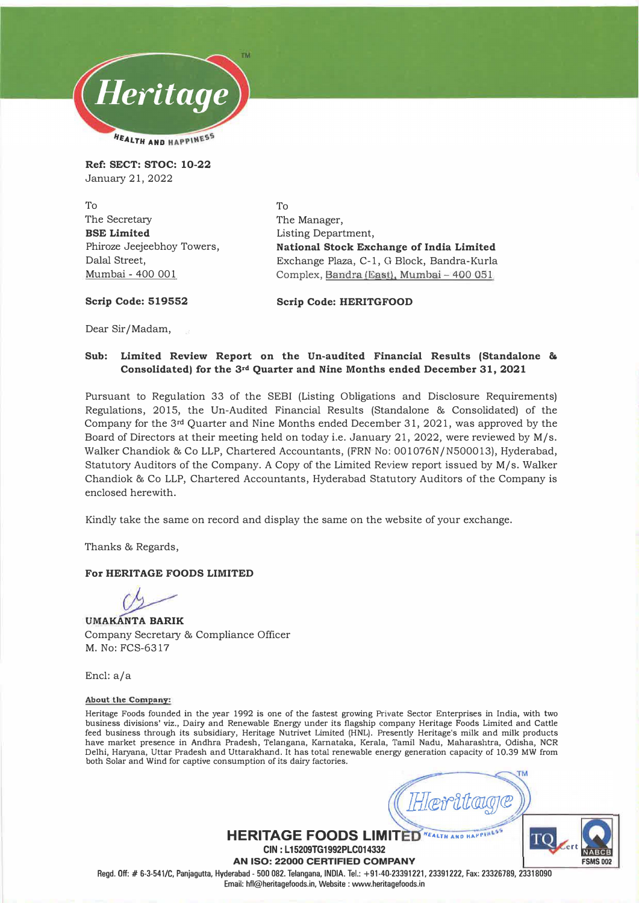**Ref: SECT: STOC: 10-22**
January 21, 2022

To
The Secretary
**BSE Limited**
Phiroze Jeejeebhoy Towers,
Dalal Street,
Mumbai - 400 001

**Scrip Code: 519552**

To
The Manager,
Listing Department,
**National Stock Exchange of India Limited**
Exchange Plaza, C-1, G Block, Bandra-Kurla Complex, Bandra (East), Mumbai – 400 051

**Scrip Code: HERITGFOOD**

Dear Sir/Madam,

**Sub: Limited Review Report on the Un-audited Financial Results (Standalone & Consolidated) for the 3rd Quarter and Nine Months ended December 31, 2021**

Pursuant to Regulation 33 of the SEBI (Listing Obligations and Disclosure Requirements) Regulations, 2015, the Un-Audited Financial Results (Standalone & Consolidated) of the Company for the 3rd Quarter and Nine Months ended December 31, 2021, was approved by the Board of Directors at their meeting held on today i.e. January 21, 2022, were reviewed by M/s. Walker Chandiok & Co LLP, Chartered Accountants, (FRN No: 001076N/N500013), Hyderabad, Statutory Auditors of the Company. A Copy of the Limited Review report issued by M/s. Walker Chandiok & Co LLP, Chartered Accountants, Hyderabad Statutory Auditors of the Company is enclosed herewith.

Kindly take the same on record and display the same on the website of your exchange.

Thanks & Regards,

**For HERITAGE FOODS LIMITED**

**UMAKANTA BARIK**
Company Secretary & Compliance Officer
M. No: FCS-6317

Encl: a/a

**About the Company:**

Heritage Foods founded in the year 1992 is one of the fastest growing Private Sector Enterprises in India, with two business divisions' viz., Dairy and Renewable Energy under its flagship company Heritage Foods Limited and Cattle feed business through its subsidiary, Heritage Nutrivet Limited (HNL). Presently Heritage's milk and milk products have market presence in Andhra Pradesh, Telangana, Karnataka, Kerala, Tamil Nadu, Maharashtra, Odisha, NCR Delhi, Haryana, Uttar Pradesh and Uttarakhand. It has total renewable energy generation capacity of 10.39 MW from both Solar and Wind for captive consumption of its dairy factories.

**HERITAGE FOODS LIMITED**
CIN : L15209TG1992PLC014332
AN ISO: 22000 CERTIFIED COMPANY
Regd. Off: # 6-3-541/C, Panjagutta, Hyderabad - 500 082. Telangana, INDIA. Tel.: +91-40-23391221, 23391222, Fax: 23326789, 23318090
Email: hfl@heritagefoods.in, Website : www.heritagefoods.in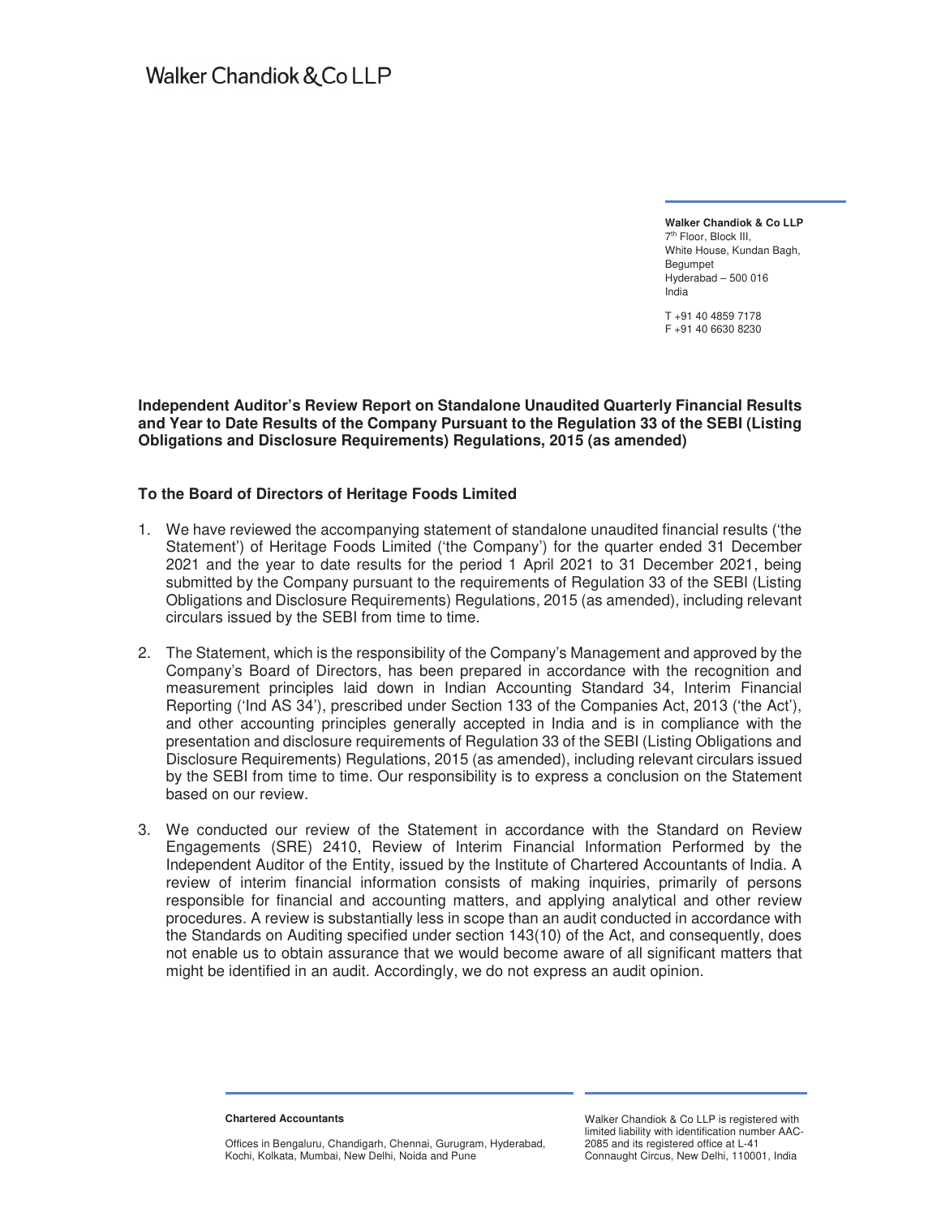Walker Chandiok & Co LLP

**Walker Chandiok & Co LLP**
7th Floor, Block III,
White House, Kundan Bagh,
Begumpet
Hyderabad – 500 016
India

T +91 40 4859 7178
F +91 40 6630 8230

**Independent Auditor's Review Report on Standalone Unaudited Quarterly Financial Results and Year to Date Results of the Company Pursuant to the Regulation 33 of the SEBI (Listing Obligations and Disclosure Requirements) Regulations, 2015 (as amended)**

**To the Board of Directors of Heritage Foods Limited**

1. We have reviewed the accompanying statement of standalone unaudited financial results ('the Statement') of Heritage Foods Limited ('the Company') for the quarter ended 31 December 2021 and the year to date results for the period 1 April 2021 to 31 December 2021, being submitted by the Company pursuant to the requirements of Regulation 33 of the SEBI (Listing Obligations and Disclosure Requirements) Regulations, 2015 (as amended), including relevant circulars issued by the SEBI from time to time.

2. The Statement, which is the responsibility of the Company's Management and approved by the Company's Board of Directors, has been prepared in accordance with the recognition and measurement principles laid down in Indian Accounting Standard 34, Interim Financial Reporting ('Ind AS 34'), prescribed under Section 133 of the Companies Act, 2013 ('the Act'), and other accounting principles generally accepted in India and is in compliance with the presentation and disclosure requirements of Regulation 33 of the SEBI (Listing Obligations and Disclosure Requirements) Regulations, 2015 (as amended), including relevant circulars issued by the SEBI from time to time. Our responsibility is to express a conclusion on the Statement based on our review.

3. We conducted our review of the Statement in accordance with the Standard on Review Engagements (SRE) 2410, Review of Interim Financial Information Performed by the Independent Auditor of the Entity, issued by the Institute of Chartered Accountants of India. A review of interim financial information consists of making inquiries, primarily of persons responsible for financial and accounting matters, and applying analytical and other review procedures. A review is substantially less in scope than an audit conducted in accordance with the Standards on Auditing specified under section 143(10) of the Act, and consequently, does not enable us to obtain assurance that we would become aware of all significant matters that might be identified in an audit. Accordingly, we do not express an audit opinion.

**Chartered Accountants**

Offices in Bengaluru, Chandigarh, Chennai, Gurugram, Hyderabad, Kochi, Kolkata, Mumbai, New Delhi, Noida and Pune

Walker Chandiok & Co LLP is registered with limited liability with identification number AAC-2085 and its registered office at L-41 Connaught Circus, New Delhi, 110001, India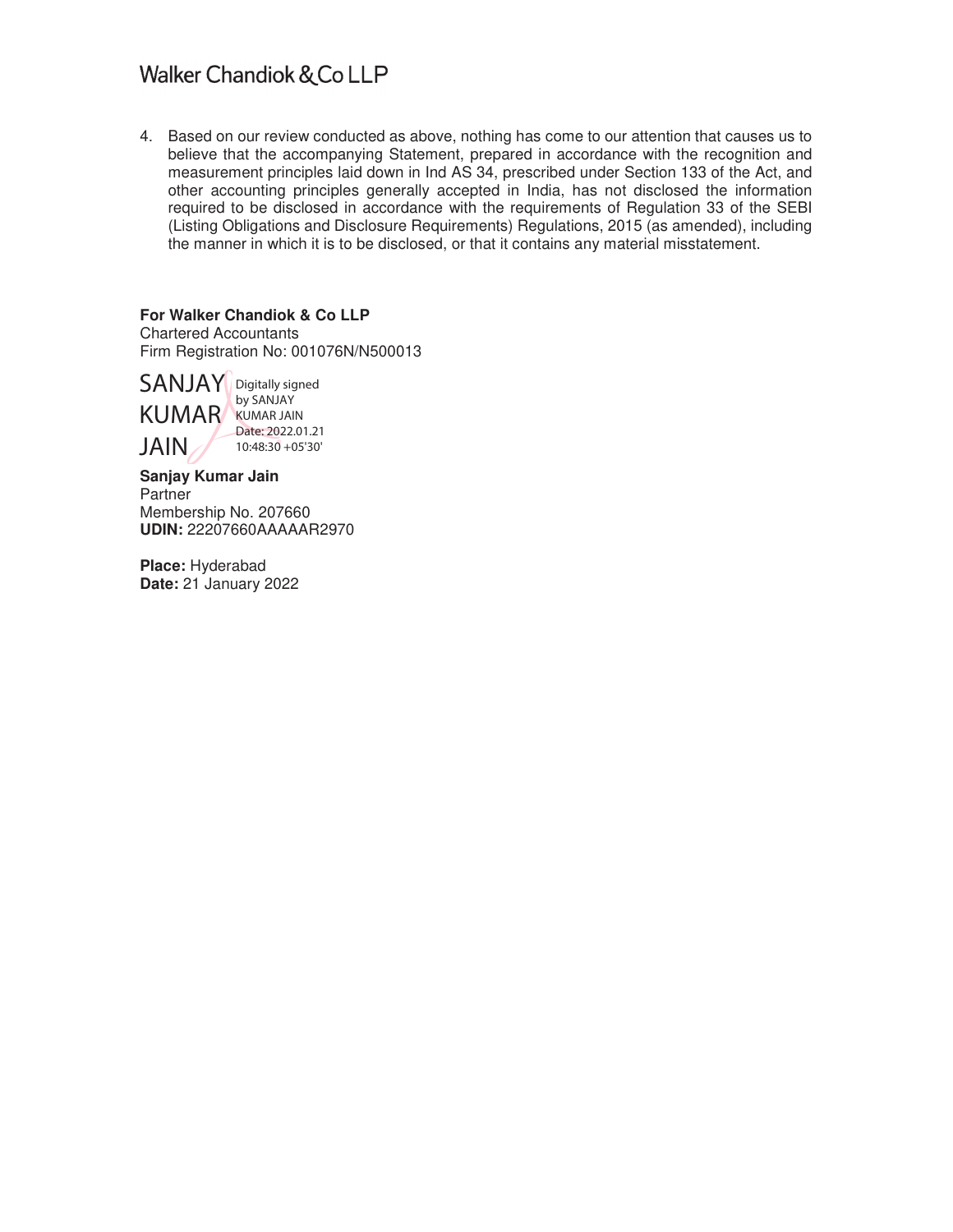4. Based on our review conducted as above, nothing has come to our attention that causes us to believe that the accompanying Statement, prepared in accordance with the recognition and measurement principles laid down in Ind AS 34, prescribed under Section 133 of the Act, and other accounting principles generally accepted in India, has not disclosed the information required to be disclosed in accordance with the requirements of Regulation 33 of the SEBI (Listing Obligations and Disclosure Requirements) Regulations, 2015 (as amended), including the manner in which it is to be disclosed, or that it contains any material misstatement.

**For Walker Chandiok & Co LLP**
Chartered Accountants
Firm Registration No: 001076N/N500013

SANJAY KUMAR JAIN
Digitally signed by SANJAY KUMAR JAIN
Date: 2022.01.21 10:48:30 +05'30'

**Sanjay Kumar Jain**
Partner
Membership No. 207660
**UDIN:** 22207660AAAAAR2970

**Place:** Hyderabad
**Date:** 21 January 2022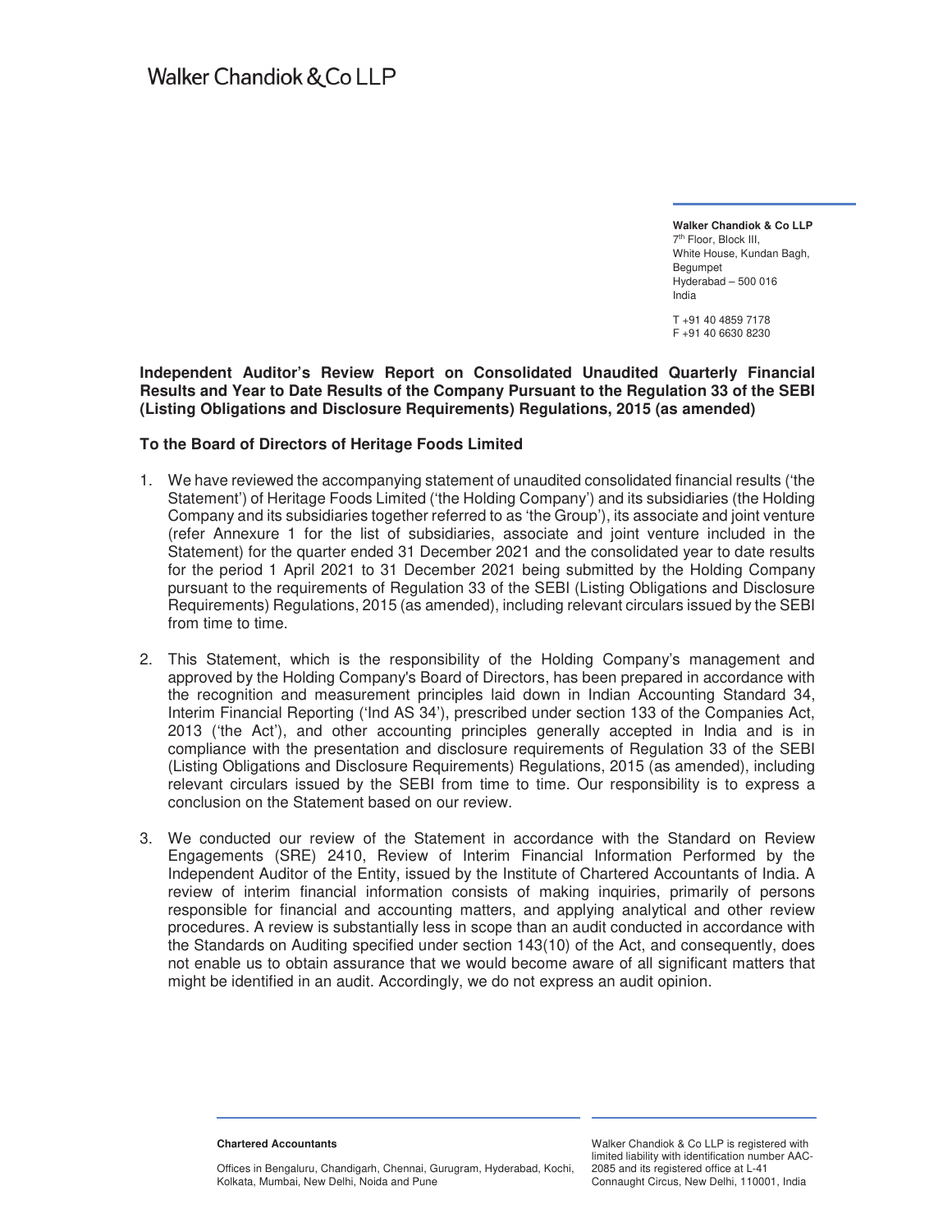Walker Chandiok & Co LLP

**Walker Chandiok & Co LLP**
7th Floor, Block III,
White House, Kundan Bagh,
Begumpet
Hyderabad – 500 016
India

T +91 40 4859 7178
F +91 40 6630 8230

**Independent Auditor's Review Report on Consolidated Unaudited Quarterly Financial Results and Year to Date Results of the Company Pursuant to the Regulation 33 of the SEBI (Listing Obligations and Disclosure Requirements) Regulations, 2015 (as amended)**

**To the Board of Directors of Heritage Foods Limited**

1. We have reviewed the accompanying statement of unaudited consolidated financial results ('the Statement') of Heritage Foods Limited ('the Holding Company') and its subsidiaries (the Holding Company and its subsidiaries together referred to as 'the Group'), its associate and joint venture (refer Annexure 1 for the list of subsidiaries, associate and joint venture included in the Statement) for the quarter ended 31 December 2021 and the consolidated year to date results for the period 1 April 2021 to 31 December 2021 being submitted by the Holding Company pursuant to the requirements of Regulation 33 of the SEBI (Listing Obligations and Disclosure Requirements) Regulations, 2015 (as amended), including relevant circulars issued by the SEBI from time to time.

2. This Statement, which is the responsibility of the Holding Company's management and approved by the Holding Company's Board of Directors, has been prepared in accordance with the recognition and measurement principles laid down in Indian Accounting Standard 34, Interim Financial Reporting ('Ind AS 34'), prescribed under section 133 of the Companies Act, 2013 ('the Act'), and other accounting principles generally accepted in India and is in compliance with the presentation and disclosure requirements of Regulation 33 of the SEBI (Listing Obligations and Disclosure Requirements) Regulations, 2015 (as amended), including relevant circulars issued by the SEBI from time to time. Our responsibility is to express a conclusion on the Statement based on our review.

3. We conducted our review of the Statement in accordance with the Standard on Review Engagements (SRE) 2410, Review of Interim Financial Information Performed by the Independent Auditor of the Entity, issued by the Institute of Chartered Accountants of India. A review of interim financial information consists of making inquiries, primarily of persons responsible for financial and accounting matters, and applying analytical and other review procedures. A review is substantially less in scope than an audit conducted in accordance with the Standards on Auditing specified under section 143(10) of the Act, and consequently, does not enable us to obtain assurance that we would become aware of all significant matters that might be identified in an audit. Accordingly, we do not express an audit opinion.

**Chartered Accountants**

Offices in Bengaluru, Chandigarh, Chennai, Gurugram, Hyderabad, Kochi, Kolkata, Mumbai, New Delhi, Noida and Pune

Walker Chandiok & Co LLP is registered with limited liability with identification number AAC-2085 and its registered office at L-41 Connaught Circus, New Delhi, 110001, India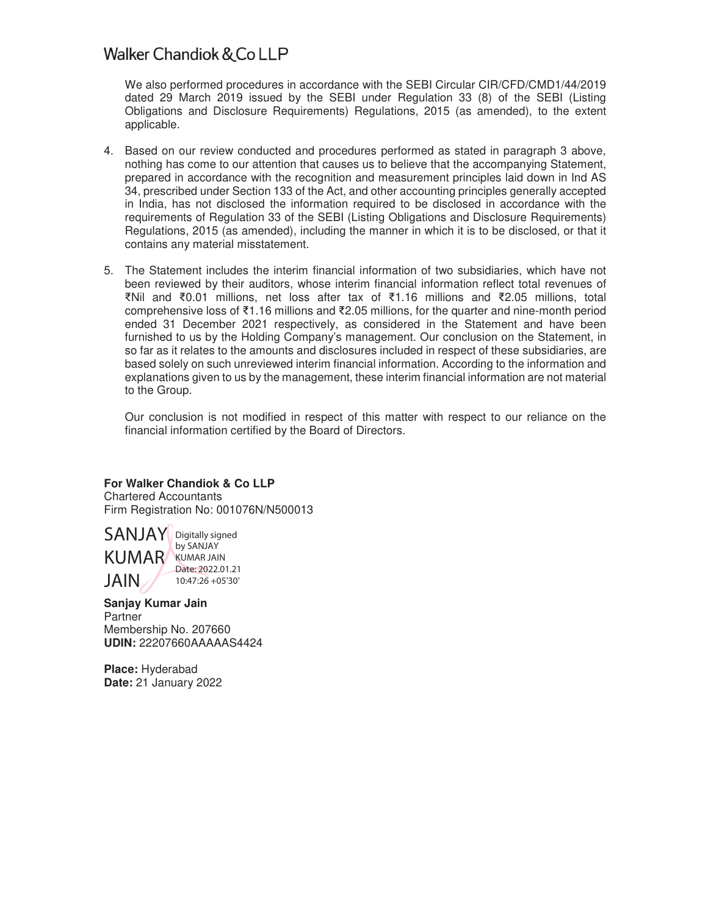Walker Chandiok & Co LLP

We also performed procedures in accordance with the SEBI Circular CIR/CFD/CMD1/44/2019 dated 29 March 2019 issued by the SEBI under Regulation 33 (8) of the SEBI (Listing Obligations and Disclosure Requirements) Regulations, 2015 (as amended), to the extent applicable.

4. Based on our review conducted and procedures performed as stated in paragraph 3 above, nothing has come to our attention that causes us to believe that the accompanying Statement, prepared in accordance with the recognition and measurement principles laid down in Ind AS 34, prescribed under Section 133 of the Act, and other accounting principles generally accepted in India, has not disclosed the information required to be disclosed in accordance with the requirements of Regulation 33 of the SEBI (Listing Obligations and Disclosure Requirements) Regulations, 2015 (as amended), including the manner in which it is to be disclosed, or that it contains any material misstatement.

5. The Statement includes the interim financial information of two subsidiaries, which have not been reviewed by their auditors, whose interim financial information reflect total revenues of ₹Nil and ₹0.01 millions, net loss after tax of ₹1.16 millions and ₹2.05 millions, total comprehensive loss of ₹1.16 millions and ₹2.05 millions, for the quarter and nine-month period ended 31 December 2021 respectively, as considered in the Statement and have been furnished to us by the Holding Company's management. Our conclusion on the Statement, in so far as it relates to the amounts and disclosures included in respect of these subsidiaries, are based solely on such unreviewed interim financial information. According to the information and explanations given to us by the management, these interim financial information are not material to the Group.

   Our conclusion is not modified in respect of this matter with respect to our reliance on the financial information certified by the Board of Directors.

**For Walker Chandiok & Co LLP**
Chartered Accountants
Firm Registration No: 001076N/N500013

SANJAY KUMAR JAIN
Digitally signed by SANJAY KUMAR JAIN
Date: 2022.01.21 10:47:26 +05'30'

**Sanjay Kumar Jain**
Partner
Membership No. 207660
**UDIN:** 22207660AAAAAS4424

**Place:** Hyderabad
**Date:** 21 January 2022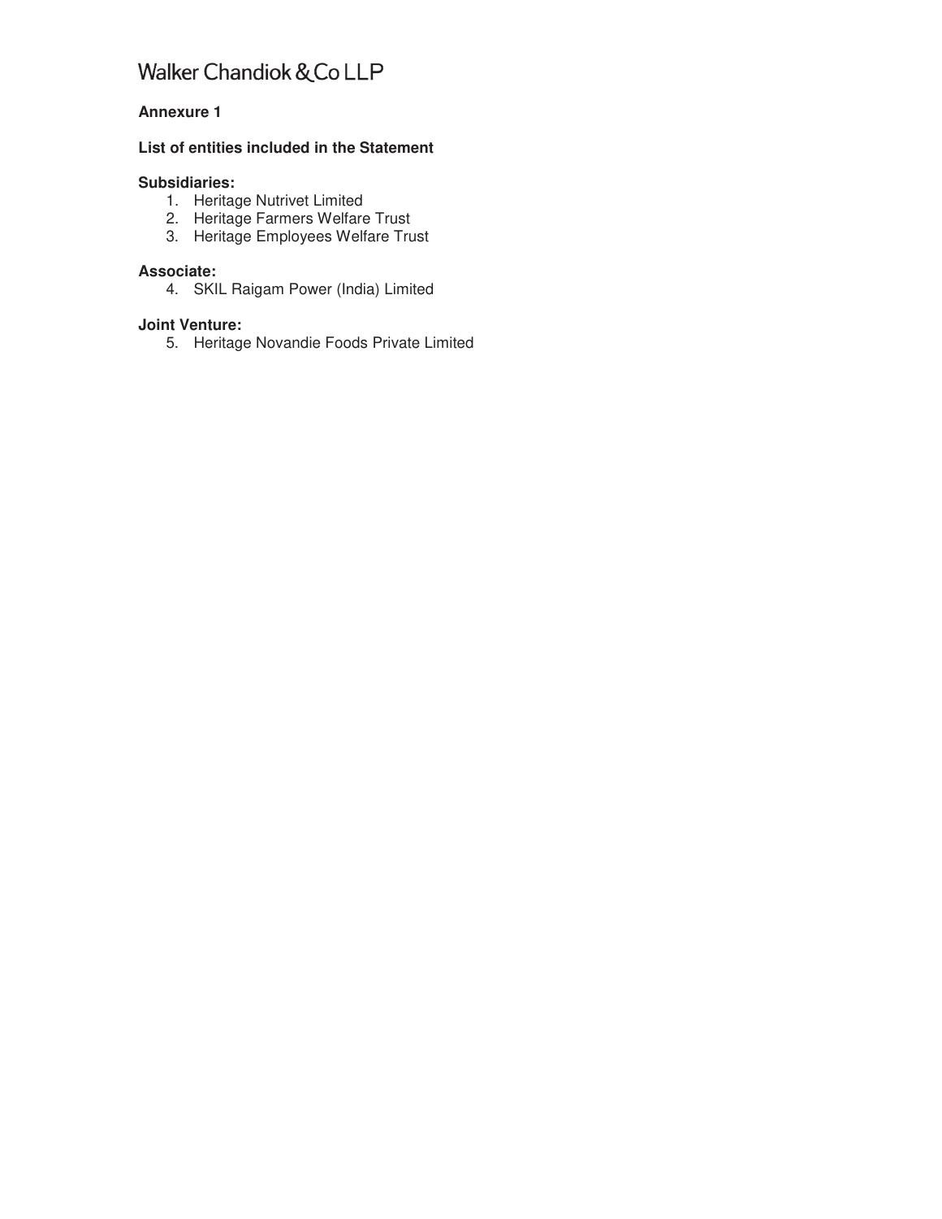Walker Chandiok & Co LLP

**Annexure 1**

**List of entities included in the Statement**

**Subsidiaries:**

1. Heritage Nutrivet Limited
2. Heritage Farmers Welfare Trust
3. Heritage Employees Welfare Trust

**Associate:**

4. SKIL Raigam Power (India) Limited

**Joint Venture:**

5. Heritage Novandie Foods Private Limited